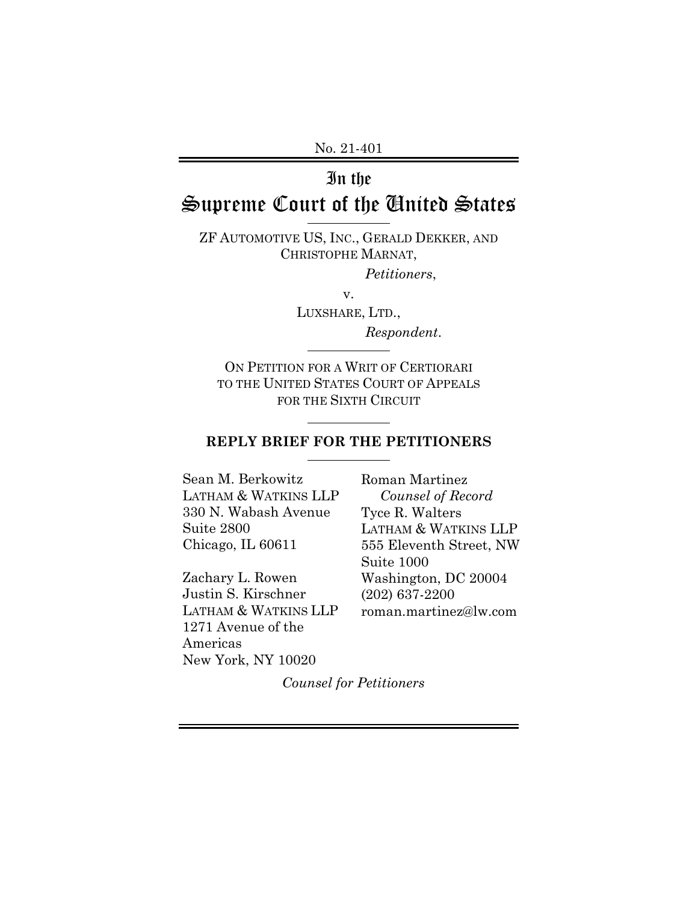No. 21-401

# In the Supreme Court of the United States

ZF AUTOMOTIVE US, INC., GERALD DEKKER, AND CHRISTOPHE MARNAT,

*Petitioners*,

v.

LUXSHARE, LTD.,

*Respondent*.

ON PETITION FOR A WRIT OF CERTIORARI TO THE UNITED STATES COURT OF APPEALS FOR THE SIXTH CIRCUIT

## REPLY BRIEF FOR THE PETITIONERS

Sean M. Berkowitz
LATHAM & WATKINS LLP
330 N. Wabash Avenue
Suite 2800
Chicago, IL 60611

Zachary L. Rowen
Justin S. Kirschner
LATHAM & WATKINS LLP
1271 Avenue of the Americas
New York, NY 10020

Roman Martinez
*Counsel of Record*
Tyce R. Walters
LATHAM & WATKINS LLP
555 Eleventh Street, NW
Suite 1000
Washington, DC 20004
(202) 637-2200
roman.martinez@lw.com

*Counsel for Petitioners*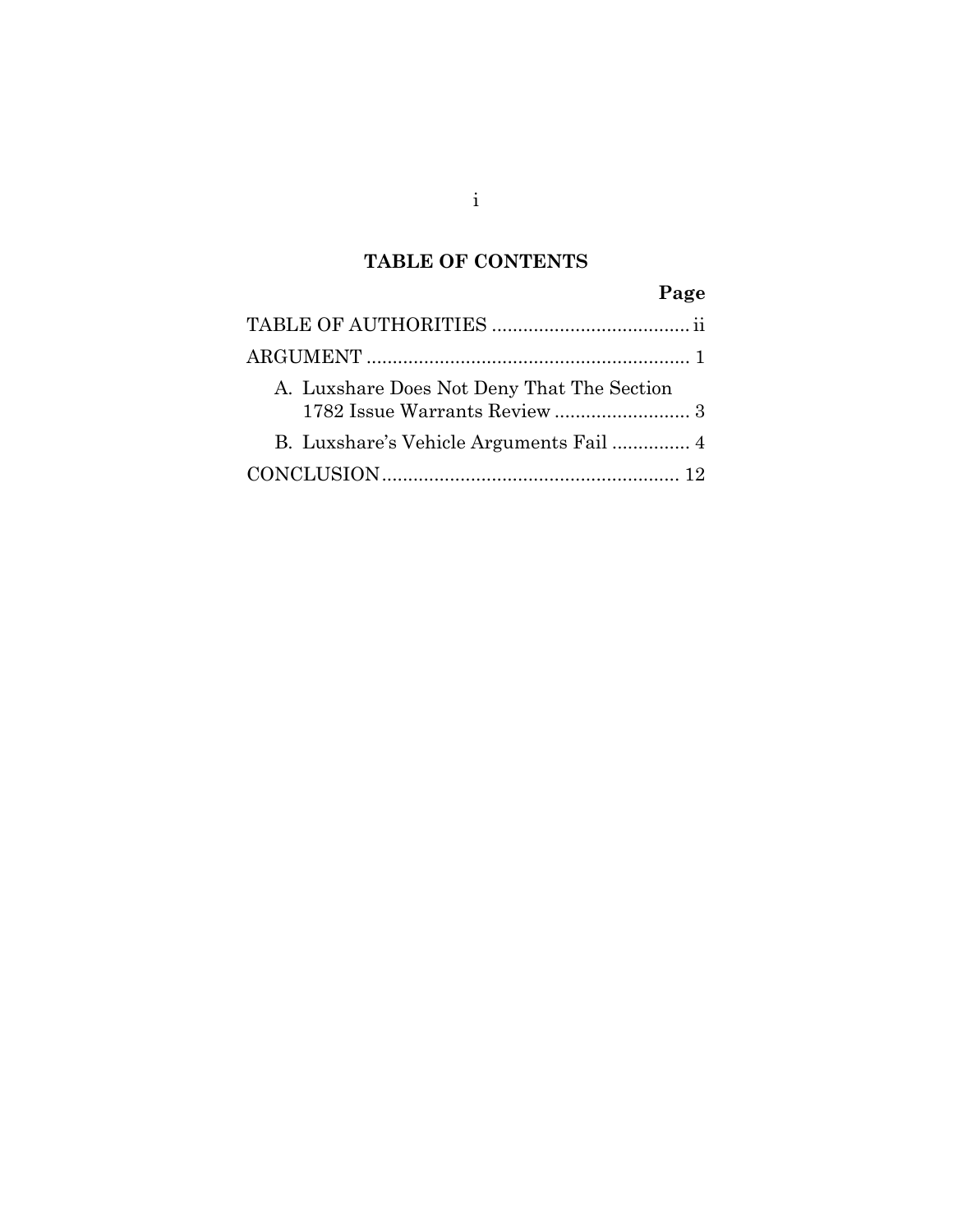# TABLE OF CONTENTS

| | Page |
|---|---|
| TABLE OF AUTHORITIES | ii |
| ARGUMENT | 1 |
| A. Luxshare Does Not Deny That The Section 1782 Issue Warrants Review | 3 |
| B. Luxshare's Vehicle Arguments Fail | 4 |
| CONCLUSION | 12 |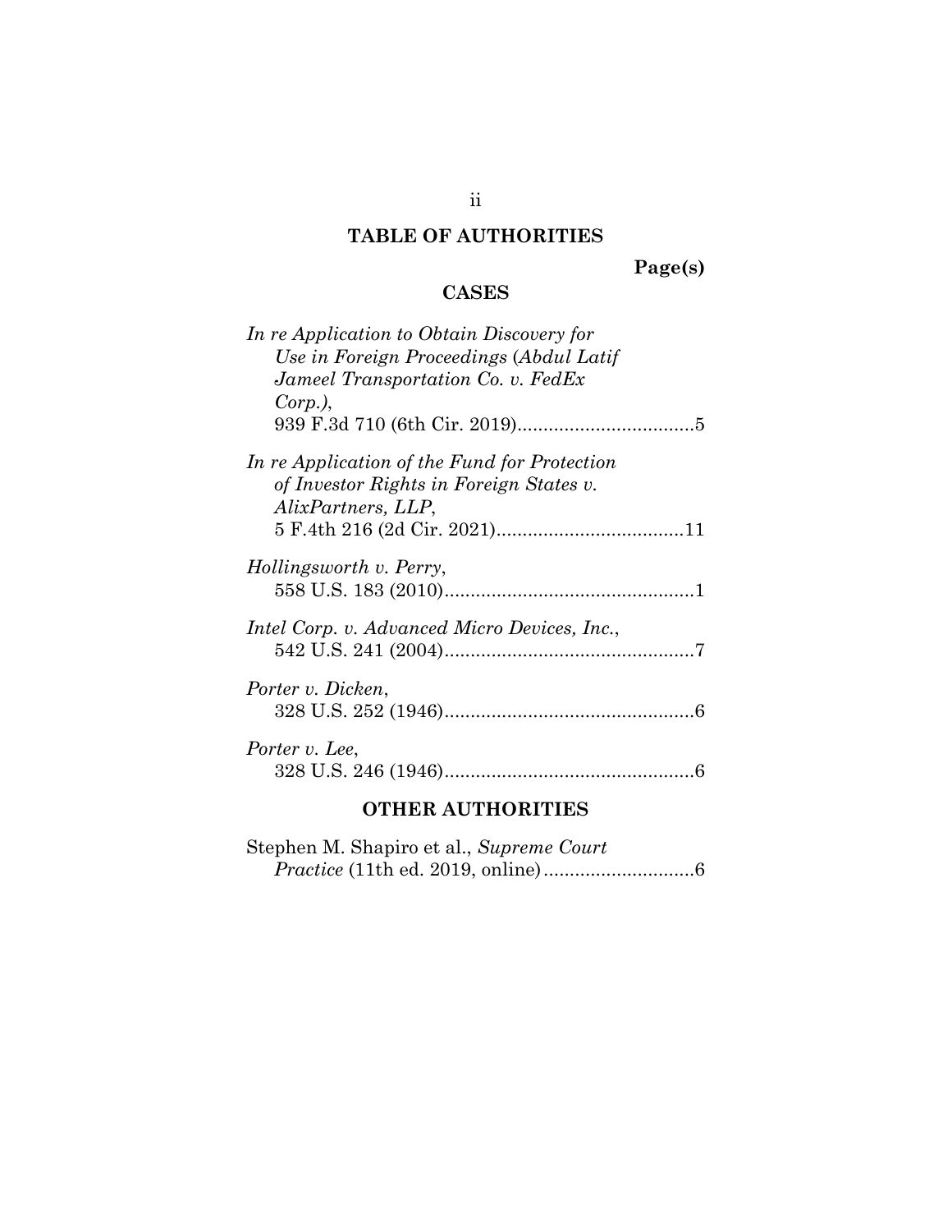## TABLE OF AUTHORITIES

**Page(s)**

### CASES

*In re Application to Obtain Discovery for Use in Foreign Proceedings* (*Abdul Latif Jameel Transportation Co. v. FedEx Corp.)*,
939 F.3d 710 (6th Cir. 2019)..................................5

*In re Application of the Fund for Protection of Investor Rights in Foreign States v. AlixPartners, LLP*,
5 F.4th 216 (2d Cir. 2021)....................................11

*Hollingsworth v. Perry*,
558 U.S. 183 (2010)................................................1

*Intel Corp. v. Advanced Micro Devices, Inc.*,
542 U.S. 241 (2004)................................................7

*Porter v. Dicken*,
328 U.S. 252 (1946)................................................6

*Porter v. Lee*,
328 U.S. 246 (1946)................................................6

### OTHER AUTHORITIES

Stephen M. Shapiro et al., *Supreme Court Practice* (11th ed. 2019, online).............................6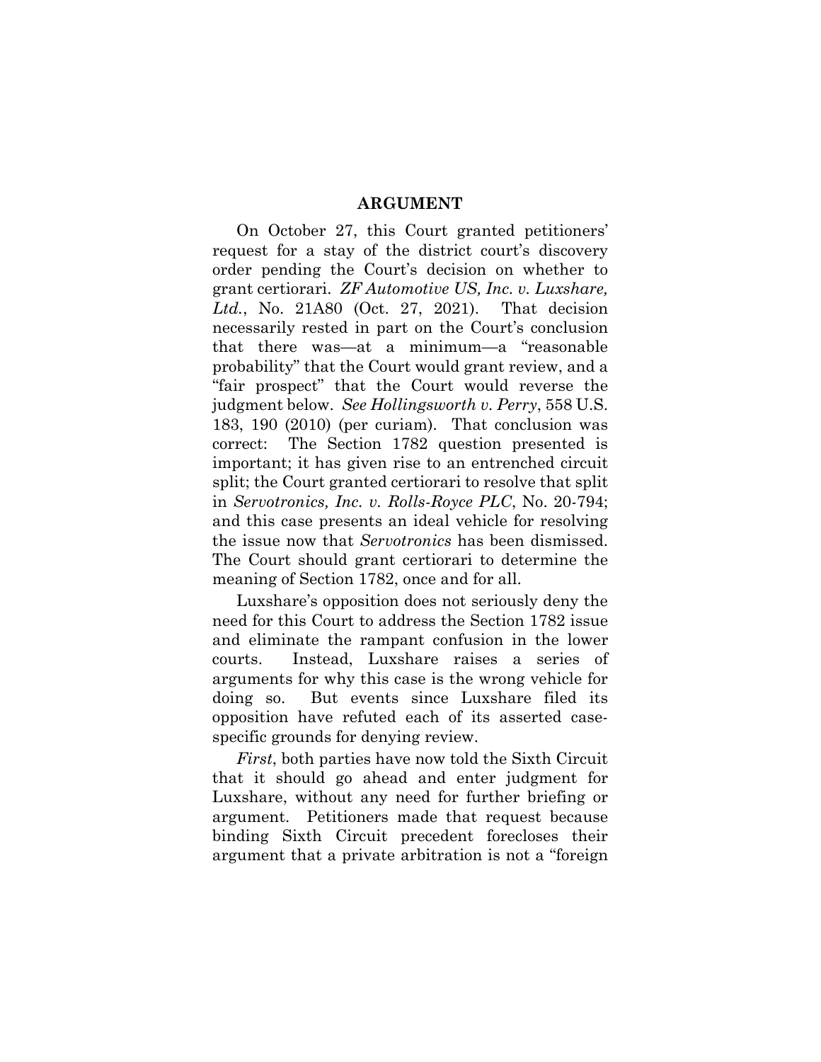## ARGUMENT

On October 27, this Court granted petitioners' request for a stay of the district court's discovery order pending the Court's decision on whether to grant certiorari. *ZF Automotive US, Inc. v. Luxshare, Ltd.*, No. 21A80 (Oct. 27, 2021). That decision necessarily rested in part on the Court's conclusion that there was—at a minimum—a "reasonable probability" that the Court would grant review, and a "fair prospect" that the Court would reverse the judgment below. *See Hollingsworth v. Perry*, 558 U.S. 183, 190 (2010) (per curiam). That conclusion was correct: The Section 1782 question presented is important; it has given rise to an entrenched circuit split; the Court granted certiorari to resolve that split in *Servotronics, Inc. v. Rolls-Royce PLC*, No. 20-794; and this case presents an ideal vehicle for resolving the issue now that *Servotronics* has been dismissed. The Court should grant certiorari to determine the meaning of Section 1782, once and for all.

Luxshare's opposition does not seriously deny the need for this Court to address the Section 1782 issue and eliminate the rampant confusion in the lower courts. Instead, Luxshare raises a series of arguments for why this case is the wrong vehicle for doing so. But events since Luxshare filed its opposition have refuted each of its asserted case-specific grounds for denying review.

*First*, both parties have now told the Sixth Circuit that it should go ahead and enter judgment for Luxshare, without any need for further briefing or argument. Petitioners made that request because binding Sixth Circuit precedent forecloses their argument that a private arbitration is not a "foreign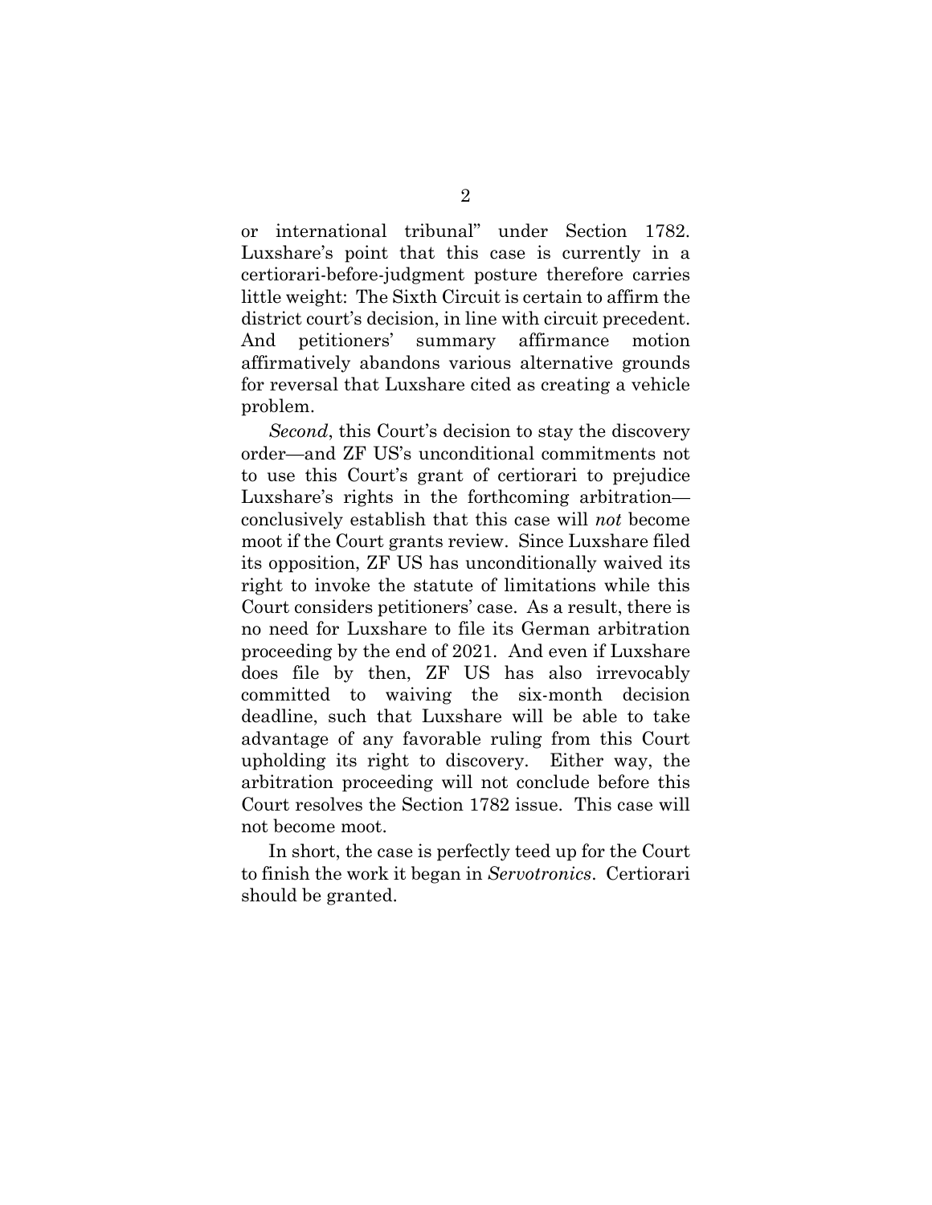or international tribunal" under Section 1782. Luxshare's point that this case is currently in a certiorari-before-judgment posture therefore carries little weight: The Sixth Circuit is certain to affirm the district court's decision, in line with circuit precedent. And petitioners' summary affirmance motion affirmatively abandons various alternative grounds for reversal that Luxshare cited as creating a vehicle problem.

*Second*, this Court's decision to stay the discovery order—and ZF US's unconditional commitments not to use this Court's grant of certiorari to prejudice Luxshare's rights in the forthcoming arbitration—conclusively establish that this case will *not* become moot if the Court grants review. Since Luxshare filed its opposition, ZF US has unconditionally waived its right to invoke the statute of limitations while this Court considers petitioners' case. As a result, there is no need for Luxshare to file its German arbitration proceeding by the end of 2021. And even if Luxshare does file by then, ZF US has also irrevocably committed to waiving the six-month decision deadline, such that Luxshare will be able to take advantage of any favorable ruling from this Court upholding its right to discovery. Either way, the arbitration proceeding will not conclude before this Court resolves the Section 1782 issue. This case will not become moot.

In short, the case is perfectly teed up for the Court to finish the work it began in *Servotronics*. Certiorari should be granted.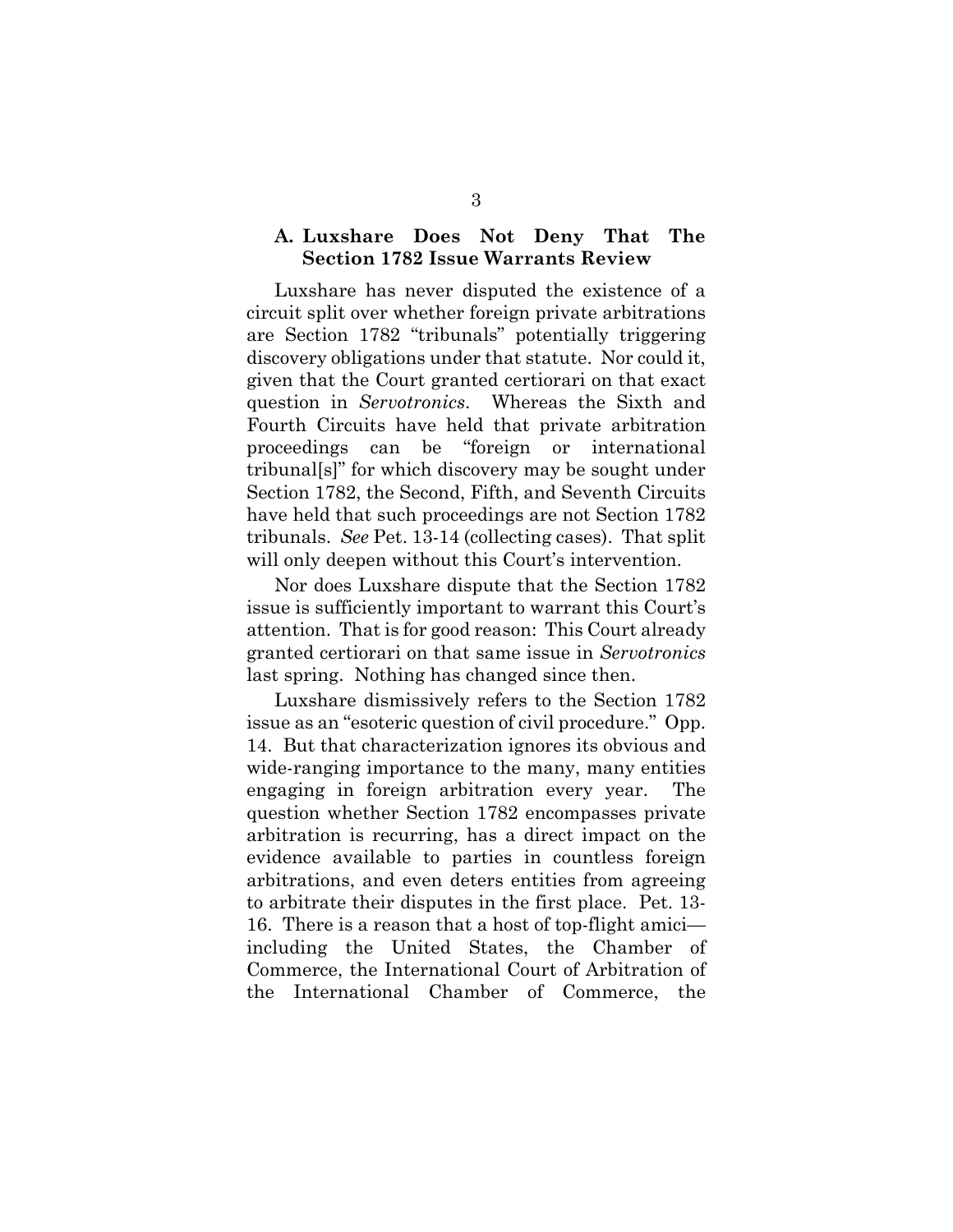### A. Luxshare Does Not Deny That The Section 1782 Issue Warrants Review

Luxshare has never disputed the existence of a circuit split over whether foreign private arbitrations are Section 1782 "tribunals" potentially triggering discovery obligations under that statute. Nor could it, given that the Court granted certiorari on that exact question in *Servotronics*. Whereas the Sixth and Fourth Circuits have held that private arbitration proceedings can be "foreign or international tribunal[s]" for which discovery may be sought under Section 1782, the Second, Fifth, and Seventh Circuits have held that such proceedings are not Section 1782 tribunals. *See* Pet. 13-14 (collecting cases). That split will only deepen without this Court's intervention.

Nor does Luxshare dispute that the Section 1782 issue is sufficiently important to warrant this Court's attention. That is for good reason: This Court already granted certiorari on that same issue in *Servotronics* last spring. Nothing has changed since then.

Luxshare dismissively refers to the Section 1782 issue as an "esoteric question of civil procedure." Opp. 14. But that characterization ignores its obvious and wide-ranging importance to the many, many entities engaging in foreign arbitration every year. The question whether Section 1782 encompasses private arbitration is recurring, has a direct impact on the evidence available to parties in countless foreign arbitrations, and even deters entities from agreeing to arbitrate their disputes in the first place. Pet. 13-16. There is a reason that a host of top-flight amici—including the United States, the Chamber of Commerce, the International Court of Arbitration of the International Chamber of Commerce, the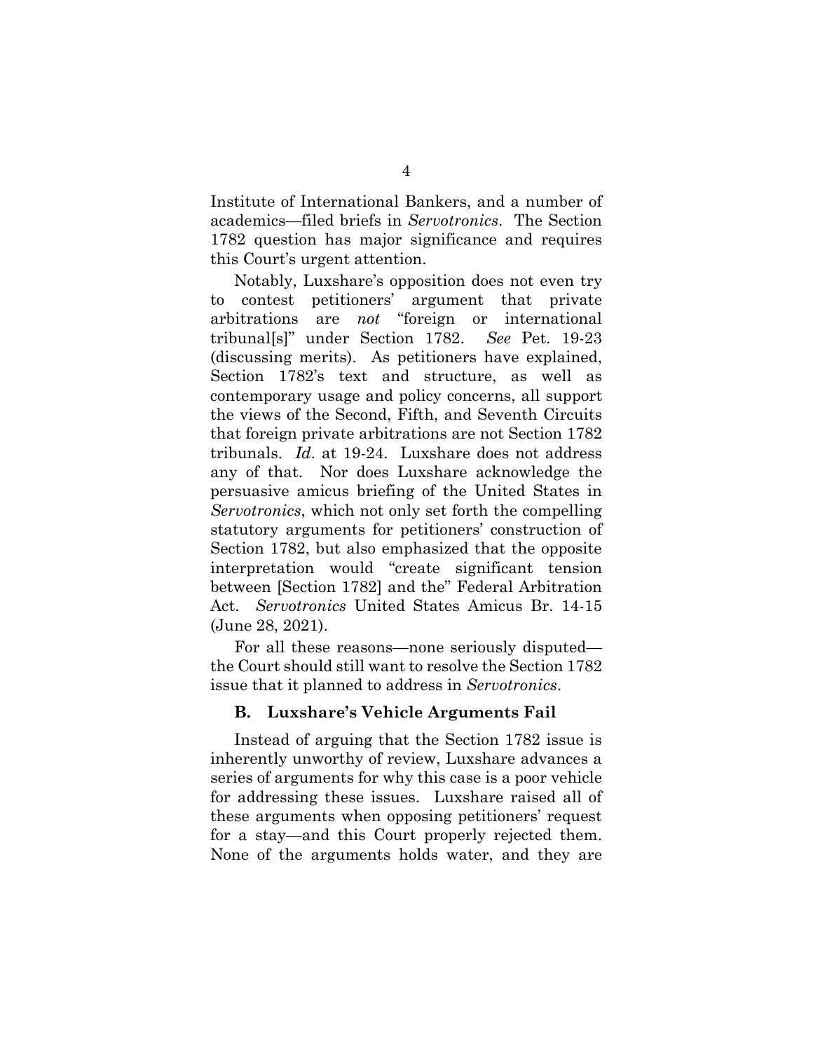Institute of International Bankers, and a number of academics—filed briefs in *Servotronics*. The Section 1782 question has major significance and requires this Court's urgent attention.

Notably, Luxshare's opposition does not even try to contest petitioners' argument that private arbitrations are *not* "foreign or international tribunal[s]" under Section 1782. *See* Pet. 19-23 (discussing merits). As petitioners have explained, Section 1782's text and structure, as well as contemporary usage and policy concerns, all support the views of the Second, Fifth, and Seventh Circuits that foreign private arbitrations are not Section 1782 tribunals. *Id*. at 19-24. Luxshare does not address any of that. Nor does Luxshare acknowledge the persuasive amicus briefing of the United States in *Servotronics*, which not only set forth the compelling statutory arguments for petitioners' construction of Section 1782, but also emphasized that the opposite interpretation would "create significant tension between [Section 1782] and the" Federal Arbitration Act. *Servotronics* United States Amicus Br. 14-15 (June 28, 2021).

For all these reasons—none seriously disputed—the Court should still want to resolve the Section 1782 issue that it planned to address in *Servotronics*.

### B. Luxshare's Vehicle Arguments Fail

Instead of arguing that the Section 1782 issue is inherently unworthy of review, Luxshare advances a series of arguments for why this case is a poor vehicle for addressing these issues. Luxshare raised all of these arguments when opposing petitioners' request for a stay—and this Court properly rejected them. None of the arguments holds water, and they are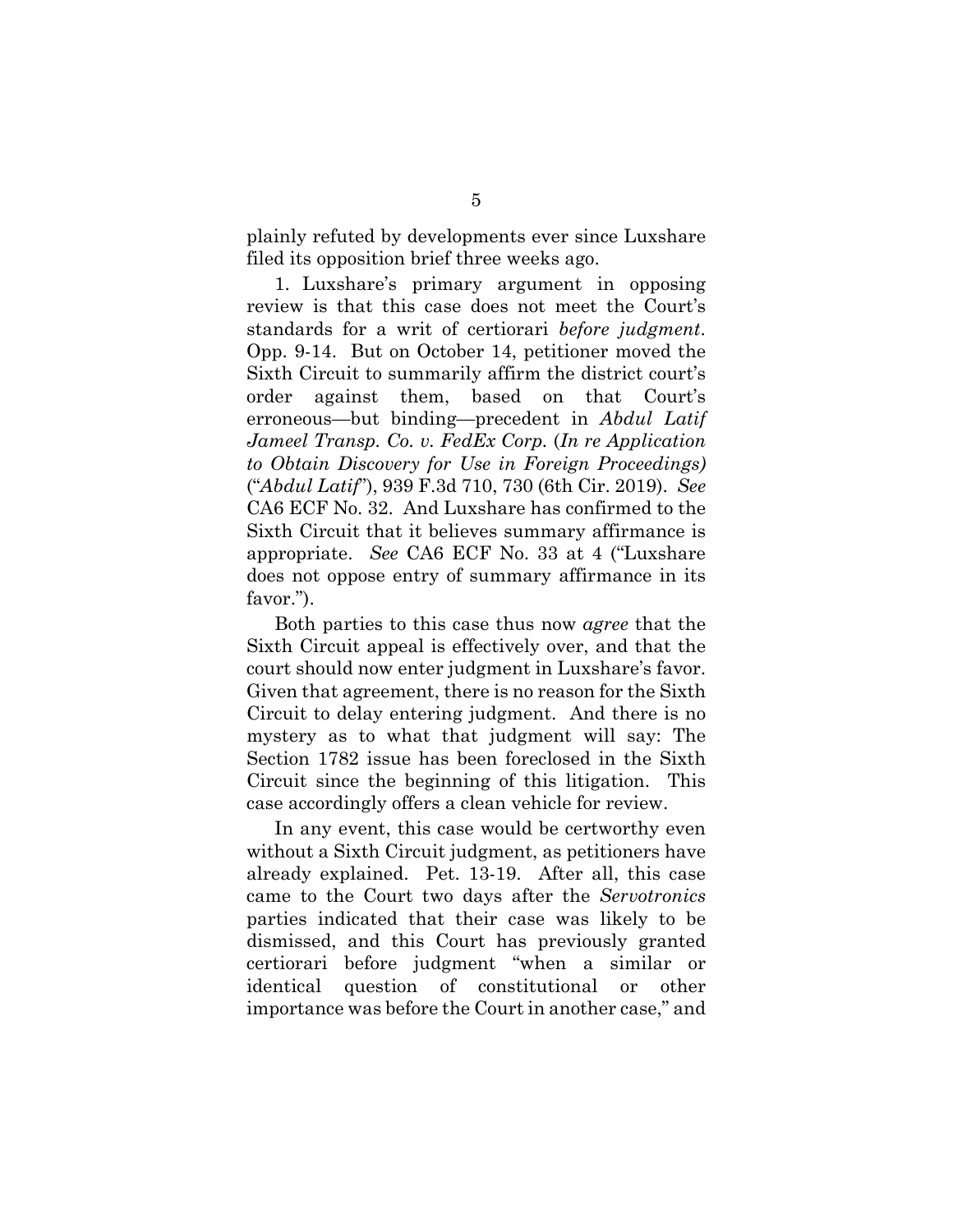plainly refuted by developments ever since Luxshare filed its opposition brief three weeks ago.

1. Luxshare's primary argument in opposing review is that this case does not meet the Court's standards for a writ of certiorari *before judgment*. Opp. 9-14. But on October 14, petitioner moved the Sixth Circuit to summarily affirm the district court's order against them, based on that Court's erroneous—but binding—precedent in *Abdul Latif Jameel Transp. Co. v. FedEx Corp.* (*In re Application to Obtain Discovery for Use in Foreign Proceedings)* ("*Abdul Latif*"), 939 F.3d 710, 730 (6th Cir. 2019). *See* CA6 ECF No. 32. And Luxshare has confirmed to the Sixth Circuit that it believes summary affirmance is appropriate. *See* CA6 ECF No. 33 at 4 ("Luxshare does not oppose entry of summary affirmance in its favor.").

Both parties to this case thus now *agree* that the Sixth Circuit appeal is effectively over, and that the court should now enter judgment in Luxshare's favor. Given that agreement, there is no reason for the Sixth Circuit to delay entering judgment. And there is no mystery as to what that judgment will say: The Section 1782 issue has been foreclosed in the Sixth Circuit since the beginning of this litigation. This case accordingly offers a clean vehicle for review.

In any event, this case would be certworthy even without a Sixth Circuit judgment, as petitioners have already explained. Pet. 13-19. After all, this case came to the Court two days after the *Servotronics* parties indicated that their case was likely to be dismissed, and this Court has previously granted certiorari before judgment "when a similar or identical question of constitutional or other importance was before the Court in another case," and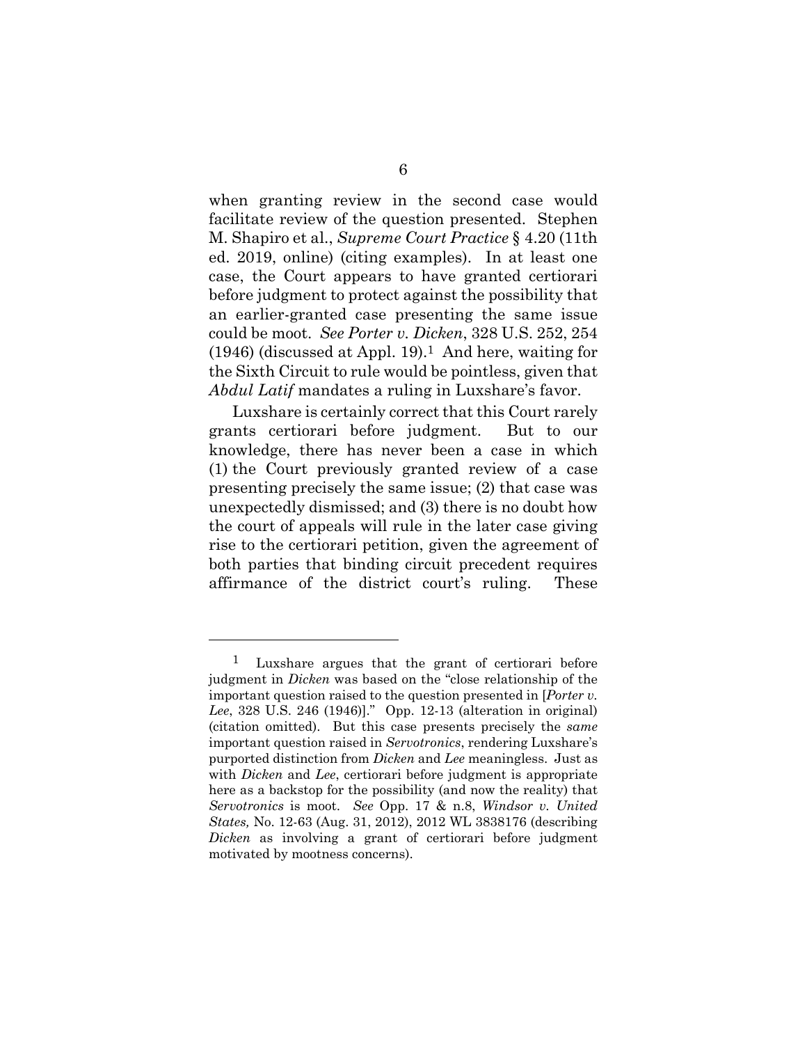when granting review in the second case would facilitate review of the question presented. Stephen M. Shapiro et al., *Supreme Court Practice* § 4.20 (11th ed. 2019, online) (citing examples). In at least one case, the Court appears to have granted certiorari before judgment to protect against the possibility that an earlier-granted case presenting the same issue could be moot. *See Porter v. Dicken*, 328 U.S. 252, 254 (1946) (discussed at Appl. 19).[1] And here, waiting for the Sixth Circuit to rule would be pointless, given that *Abdul Latif* mandates a ruling in Luxshare's favor.

Luxshare is certainly correct that this Court rarely grants certiorari before judgment. But to our knowledge, there has never been a case in which (1) the Court previously granted review of a case presenting precisely the same issue; (2) that case was unexpectedly dismissed; and (3) there is no doubt how the court of appeals will rule in the later case giving rise to the certiorari petition, given the agreement of both parties that binding circuit precedent requires affirmance of the district court's ruling. These

---

[1] Luxshare argues that the grant of certiorari before judgment in *Dicken* was based on the "close relationship of the important question raised to the question presented in [*Porter v. Lee*, 328 U.S. 246 (1946)]." Opp. 12-13 (alteration in original) (citation omitted). But this case presents precisely the *same* important question raised in *Servotronics*, rendering Luxshare's purported distinction from *Dicken* and *Lee* meaningless. Just as with *Dicken* and *Lee*, certiorari before judgment is appropriate here as a backstop for the possibility (and now the reality) that *Servotronics* is moot. *See* Opp. 17 & n.8, *Windsor v. United States,* No. 12-63 (Aug. 31, 2012), 2012 WL 3838176 (describing *Dicken* as involving a grant of certiorari before judgment motivated by mootness concerns).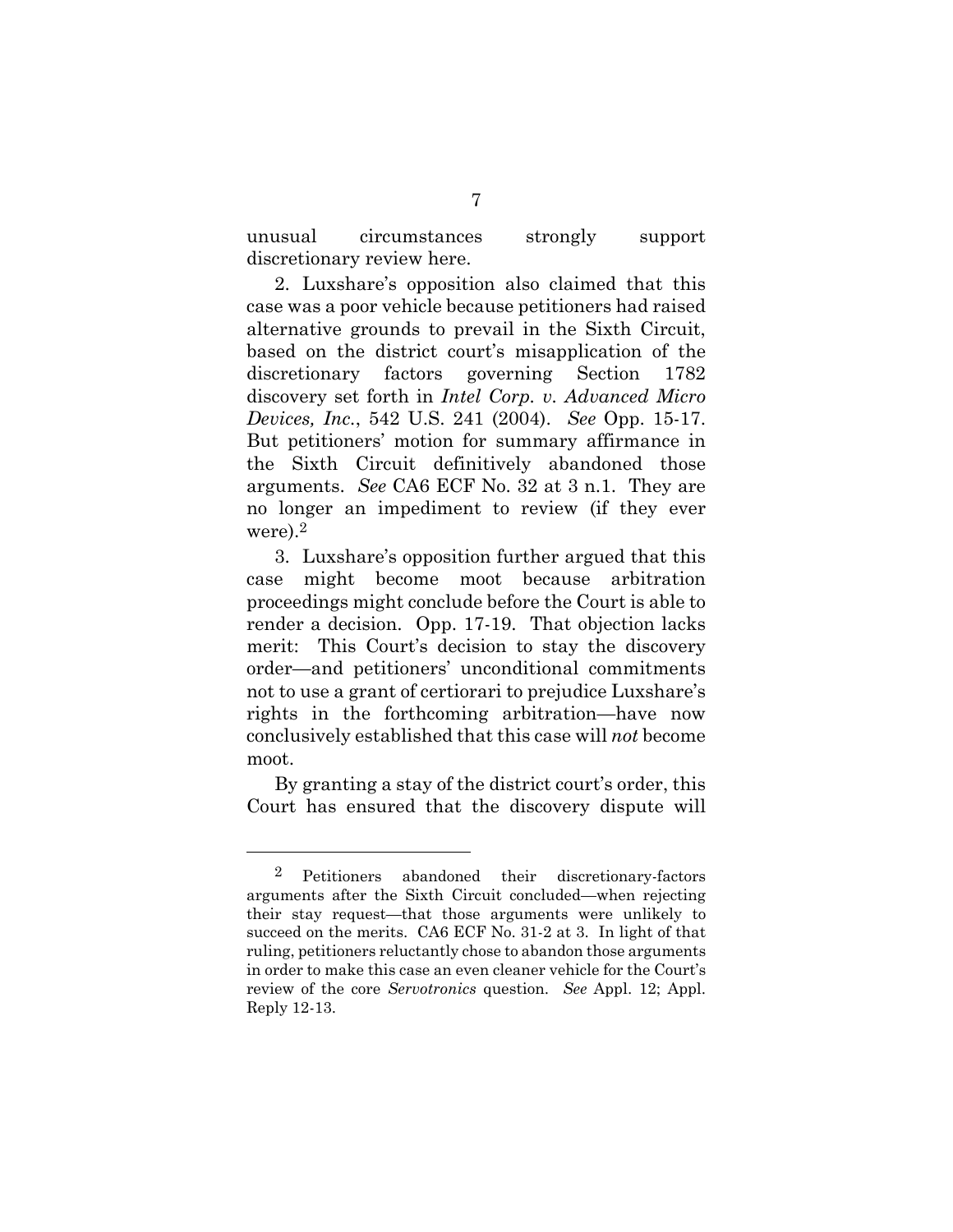unusual circumstances strongly support discretionary review here.

2. Luxshare's opposition also claimed that this case was a poor vehicle because petitioners had raised alternative grounds to prevail in the Sixth Circuit, based on the district court's misapplication of the discretionary factors governing Section 1782 discovery set forth in *Intel Corp. v. Advanced Micro Devices, Inc.*, 542 U.S. 241 (2004). *See* Opp. 15-17. But petitioners' motion for summary affirmance in the Sixth Circuit definitively abandoned those arguments. *See* CA6 ECF No. 32 at 3 n.1. They are no longer an impediment to review (if they ever were).[2]

3. Luxshare's opposition further argued that this case might become moot because arbitration proceedings might conclude before the Court is able to render a decision. Opp. 17-19. That objection lacks merit: This Court's decision to stay the discovery order—and petitioners' unconditional commitments not to use a grant of certiorari to prejudice Luxshare's rights in the forthcoming arbitration—have now conclusively established that this case will *not* become moot.

By granting a stay of the district court's order, this Court has ensured that the discovery dispute will

---

[2] Petitioners abandoned their discretionary-factors arguments after the Sixth Circuit concluded—when rejecting their stay request—that those arguments were unlikely to succeed on the merits. CA6 ECF No. 31-2 at 3. In light of that ruling, petitioners reluctantly chose to abandon those arguments in order to make this case an even cleaner vehicle for the Court's review of the core *Servotronics* question. *See* Appl. 12; Appl. Reply 12-13.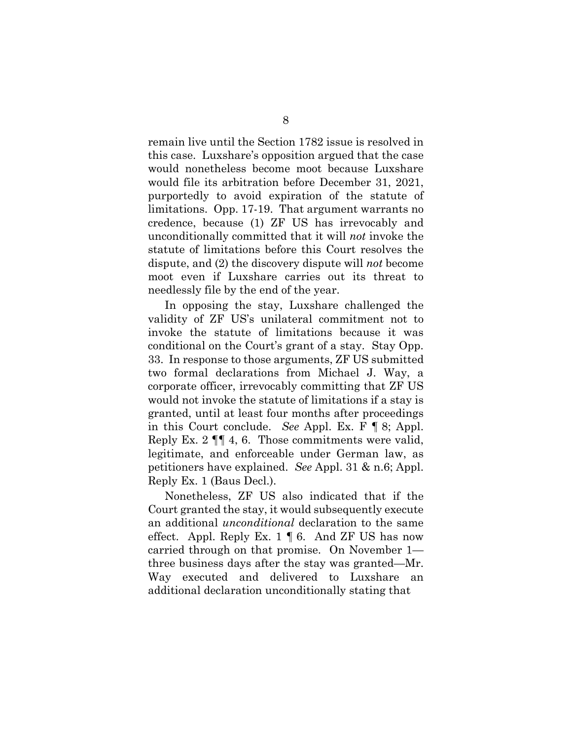remain live until the Section 1782 issue is resolved in this case. Luxshare's opposition argued that the case would nonetheless become moot because Luxshare would file its arbitration before December 31, 2021, purportedly to avoid expiration of the statute of limitations. Opp. 17-19. That argument warrants no credence, because (1) ZF US has irrevocably and unconditionally committed that it will *not* invoke the statute of limitations before this Court resolves the dispute, and (2) the discovery dispute will *not* become moot even if Luxshare carries out its threat to needlessly file by the end of the year.

In opposing the stay, Luxshare challenged the validity of ZF US's unilateral commitment not to invoke the statute of limitations because it was conditional on the Court's grant of a stay. Stay Opp. 33. In response to those arguments, ZF US submitted two formal declarations from Michael J. Way, a corporate officer, irrevocably committing that ZF US would not invoke the statute of limitations if a stay is granted, until at least four months after proceedings in this Court conclude. *See* Appl. Ex. F ¶ 8; Appl. Reply Ex. 2 ¶¶ 4, 6. Those commitments were valid, legitimate, and enforceable under German law, as petitioners have explained. *See* Appl. 31 & n.6; Appl. Reply Ex. 1 (Baus Decl.).

Nonetheless, ZF US also indicated that if the Court granted the stay, it would subsequently execute an additional *unconditional* declaration to the same effect. Appl. Reply Ex. 1 ¶ 6. And ZF US has now carried through on that promise. On November 1—three business days after the stay was granted—Mr. Way executed and delivered to Luxshare an additional declaration unconditionally stating that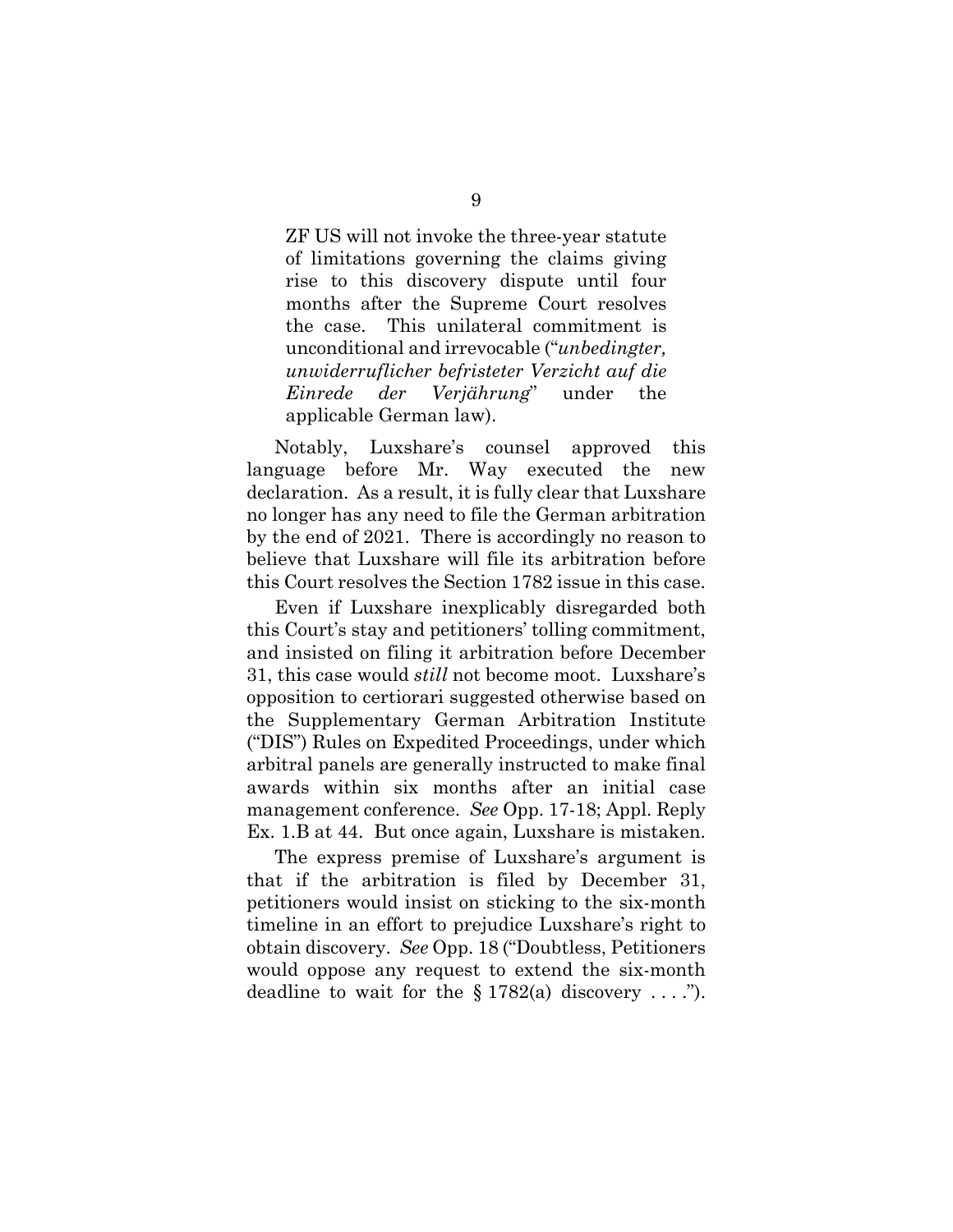> ZF US will not invoke the three-year statute of limitations governing the claims giving rise to this discovery dispute until four months after the Supreme Court resolves the case. This unilateral commitment is unconditional and irrevocable ("*unbedingter, unwiderruflicher befristeter Verzicht auf die Einrede der Verjährung*" under the applicable German law).

Notably, Luxshare's counsel approved this language before Mr. Way executed the new declaration. As a result, it is fully clear that Luxshare no longer has any need to file the German arbitration by the end of 2021. There is accordingly no reason to believe that Luxshare will file its arbitration before this Court resolves the Section 1782 issue in this case.

Even if Luxshare inexplicably disregarded both this Court's stay and petitioners' tolling commitment, and insisted on filing it arbitration before December 31, this case would *still* not become moot. Luxshare's opposition to certiorari suggested otherwise based on the Supplementary German Arbitration Institute ("DIS") Rules on Expedited Proceedings, under which arbitral panels are generally instructed to make final awards within six months after an initial case management conference. *See* Opp. 17-18; Appl. Reply Ex. 1.B at 44. But once again, Luxshare is mistaken.

The express premise of Luxshare's argument is that if the arbitration is filed by December 31, petitioners would insist on sticking to the six-month timeline in an effort to prejudice Luxshare's right to obtain discovery. *See* Opp. 18 ("Doubtless, Petitioners would oppose any request to extend the six-month deadline to wait for the § 1782(a) discovery . . . .").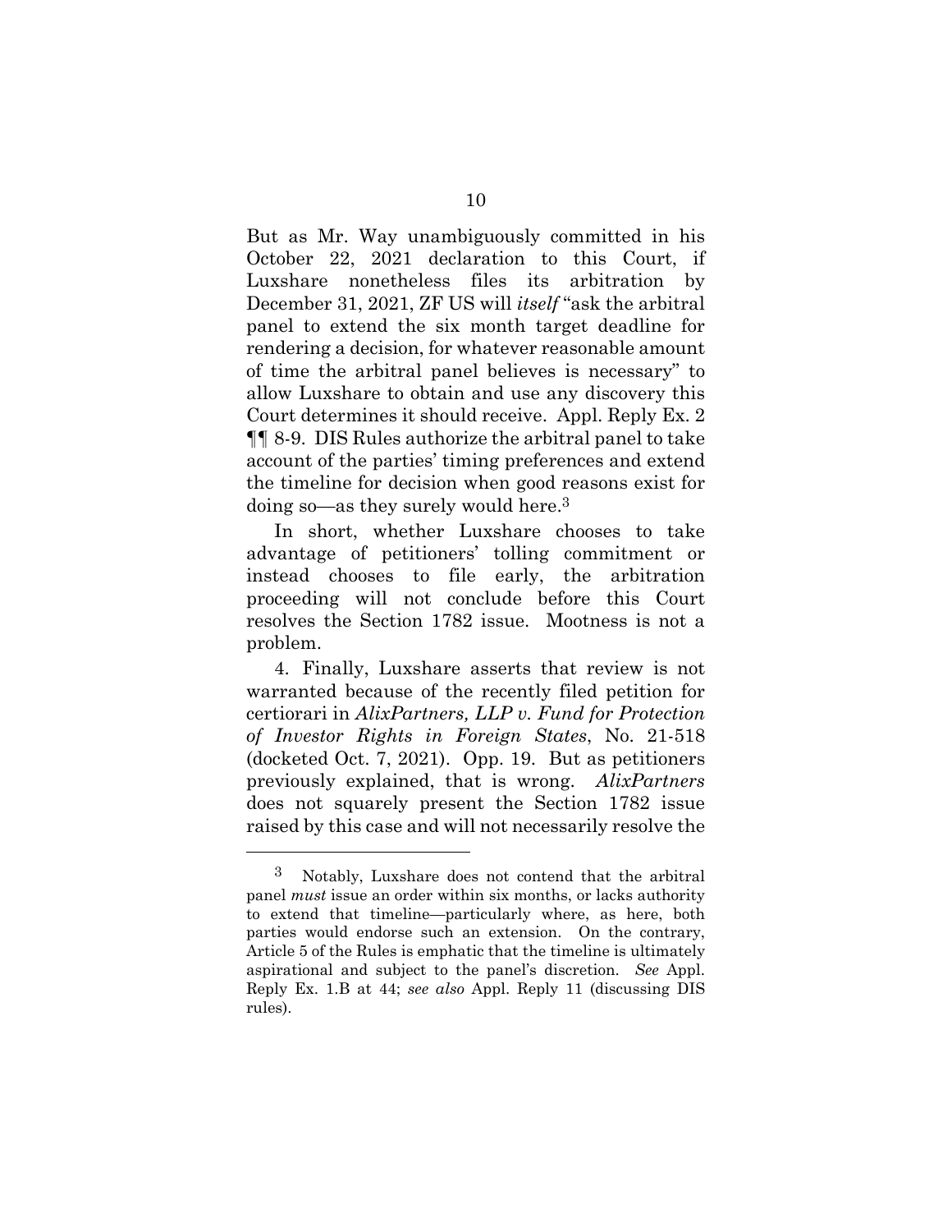But as Mr. Way unambiguously committed in his October 22, 2021 declaration to this Court, if Luxshare nonetheless files its arbitration by December 31, 2021, ZF US will *itself* "ask the arbitral panel to extend the six month target deadline for rendering a decision, for whatever reasonable amount of time the arbitral panel believes is necessary" to allow Luxshare to obtain and use any discovery this Court determines it should receive. Appl. Reply Ex. 2 ¶¶ 8-9. DIS Rules authorize the arbitral panel to take account of the parties' timing preferences and extend the timeline for decision when good reasons exist for doing so—as they surely would here.[3]

In short, whether Luxshare chooses to take advantage of petitioners' tolling commitment or instead chooses to file early, the arbitration proceeding will not conclude before this Court resolves the Section 1782 issue. Mootness is not a problem.

4. Finally, Luxshare asserts that review is not warranted because of the recently filed petition for certiorari in *AlixPartners, LLP v. Fund for Protection of Investor Rights in Foreign States*, No. 21-518 (docketed Oct. 7, 2021). Opp. 19. But as petitioners previously explained, that is wrong. *AlixPartners* does not squarely present the Section 1782 issue raised by this case and will not necessarily resolve the

---

[3] Notably, Luxshare does not contend that the arbitral panel *must* issue an order within six months, or lacks authority to extend that timeline—particularly where, as here, both parties would endorse such an extension. On the contrary, Article 5 of the Rules is emphatic that the timeline is ultimately aspirational and subject to the panel's discretion. *See* Appl. Reply Ex. 1.B at 44; *see also* Appl. Reply 11 (discussing DIS rules).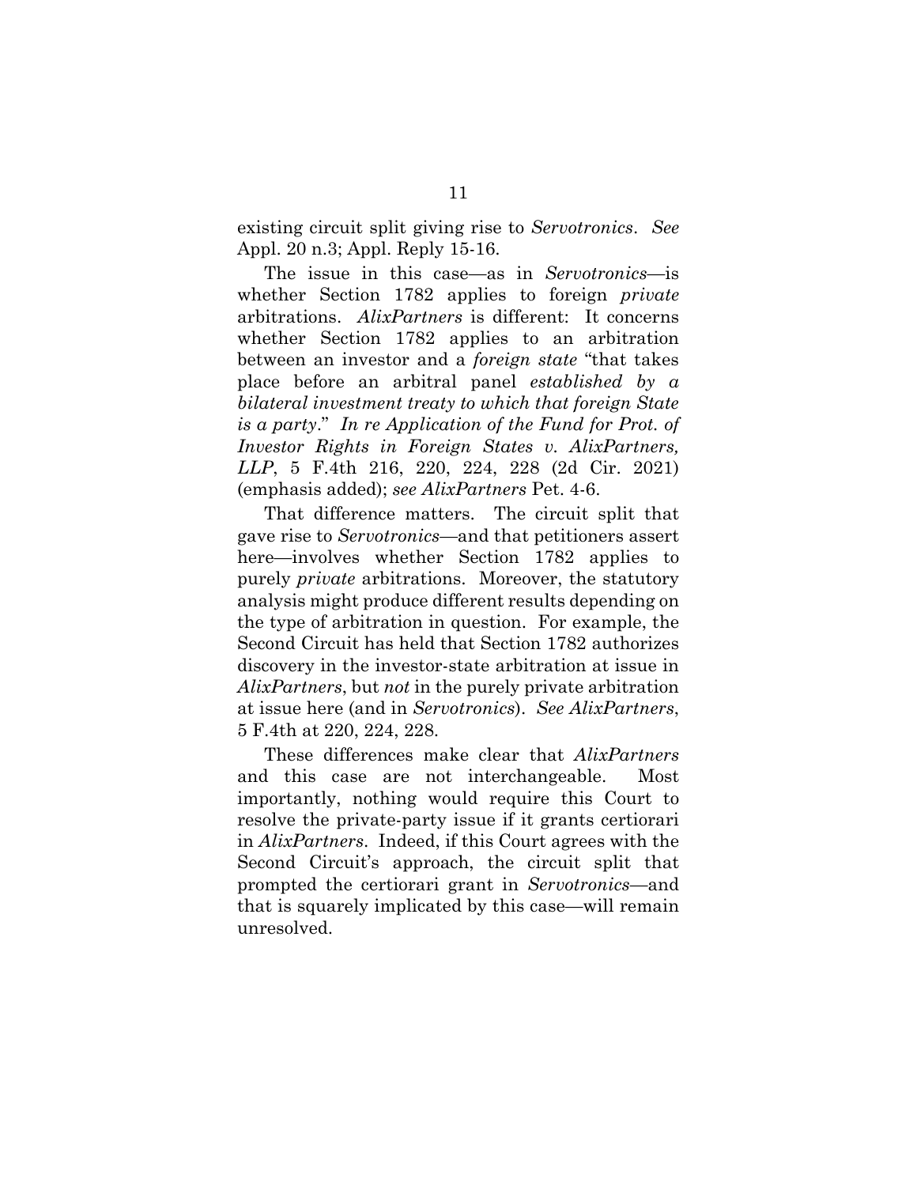existing circuit split giving rise to *Servotronics*. *See* Appl. 20 n.3; Appl. Reply 15-16.

The issue in this case—as in *Servotronics*—is whether Section 1782 applies to foreign *private* arbitrations. *AlixPartners* is different: It concerns whether Section 1782 applies to an arbitration between an investor and a *foreign state* "that takes place before an arbitral panel *established by a bilateral investment treaty to which that foreign State is a party*." *In re Application of the Fund for Prot. of Investor Rights in Foreign States v. AlixPartners, LLP*, 5 F.4th 216, 220, 224, 228 (2d Cir. 2021) (emphasis added); *see AlixPartners* Pet. 4-6.

That difference matters. The circuit split that gave rise to *Servotronics*—and that petitioners assert here—involves whether Section 1782 applies to purely *private* arbitrations. Moreover, the statutory analysis might produce different results depending on the type of arbitration in question. For example, the Second Circuit has held that Section 1782 authorizes discovery in the investor-state arbitration at issue in *AlixPartners*, but *not* in the purely private arbitration at issue here (and in *Servotronics*). *See AlixPartners*, 5 F.4th at 220, 224, 228.

These differences make clear that *AlixPartners* and this case are not interchangeable. Most importantly, nothing would require this Court to resolve the private-party issue if it grants certiorari in *AlixPartners*. Indeed, if this Court agrees with the Second Circuit's approach, the circuit split that prompted the certiorari grant in *Servotronics*—and that is squarely implicated by this case—will remain unresolved.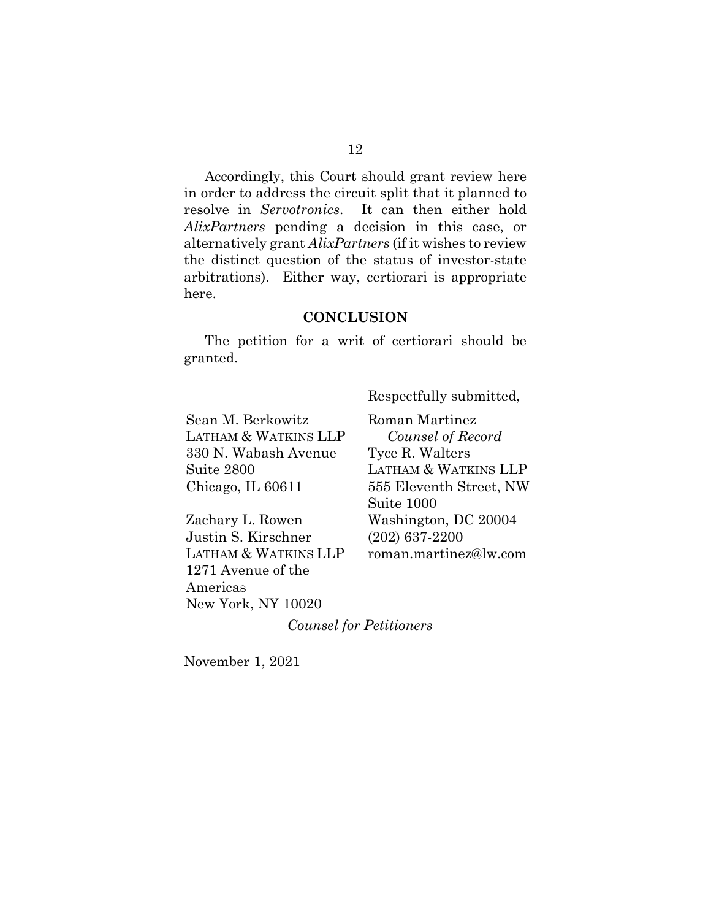Accordingly, this Court should grant review here in order to address the circuit split that it planned to resolve in *Servotronics*. It can then either hold *AlixPartners* pending a decision in this case, or alternatively grant *AlixPartners* (if it wishes to review the distinct question of the status of investor-state arbitrations). Either way, certiorari is appropriate here.

## CONCLUSION

The petition for a writ of certiorari should be granted.

Respectfully submitted,

Sean M. Berkowitz
LATHAM & WATKINS LLP
330 N. Wabash Avenue
Suite 2800
Chicago, IL 60611

Zachary L. Rowen
Justin S. Kirschner
LATHAM & WATKINS LLP
1271 Avenue of the Americas
New York, NY 10020

Roman Martinez
*Counsel of Record*
Tyce R. Walters
LATHAM & WATKINS LLP
555 Eleventh Street, NW
Suite 1000
Washington, DC 20004
(202) 637-2200
roman.martinez@lw.com

*Counsel for Petitioners*

November 1, 2021